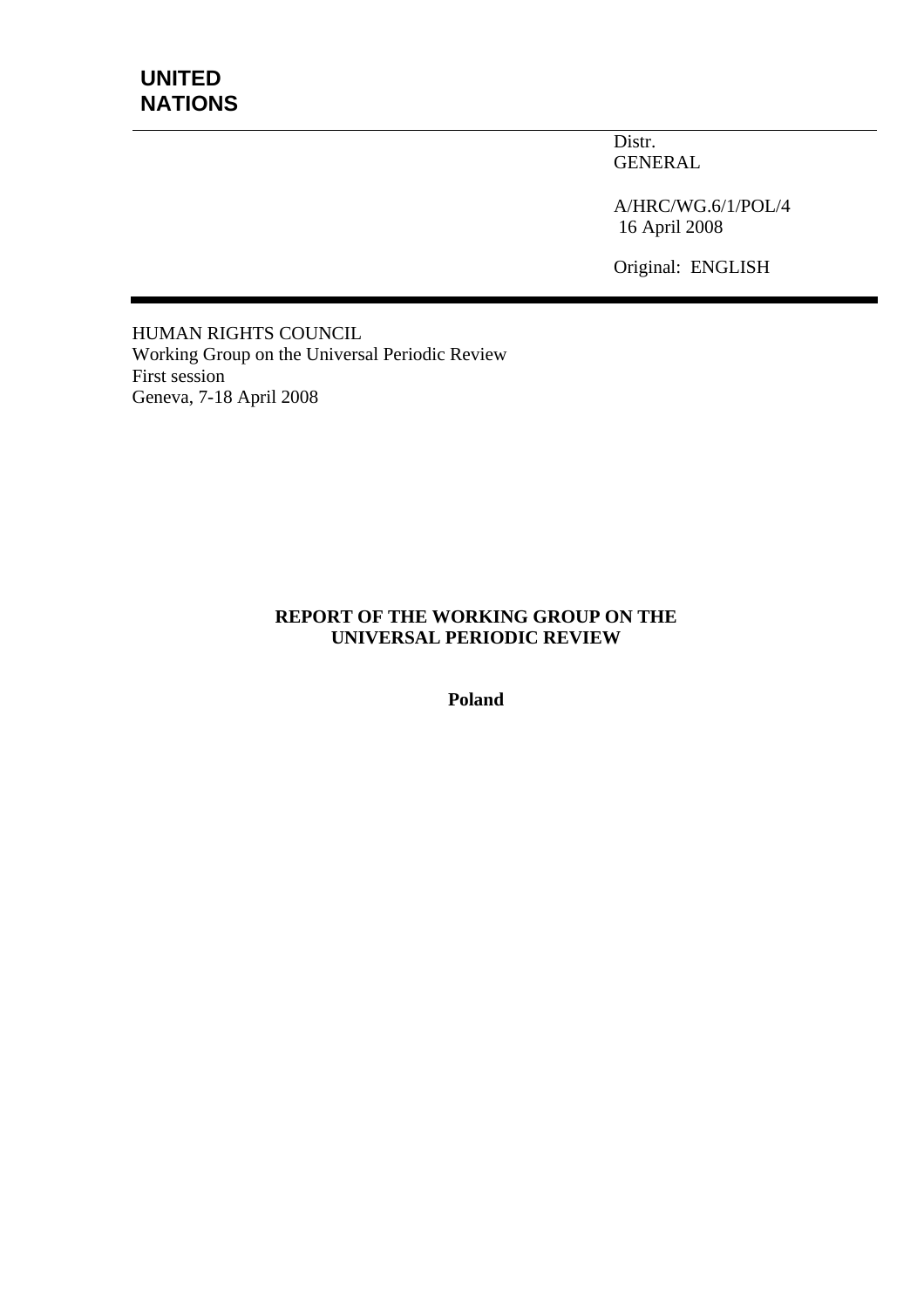# UNITED NATIONS

Distr.
GENERAL

A/HRC/WG.6/1/POL/4
16 April 2008

Original: ENGLISH

HUMAN RIGHTS COUNCIL
Working Group on the Universal Periodic Review
First session
Geneva, 7-18 April 2008

**REPORT OF THE WORKING GROUP ON THE UNIVERSAL PERIODIC REVIEW**

**Poland**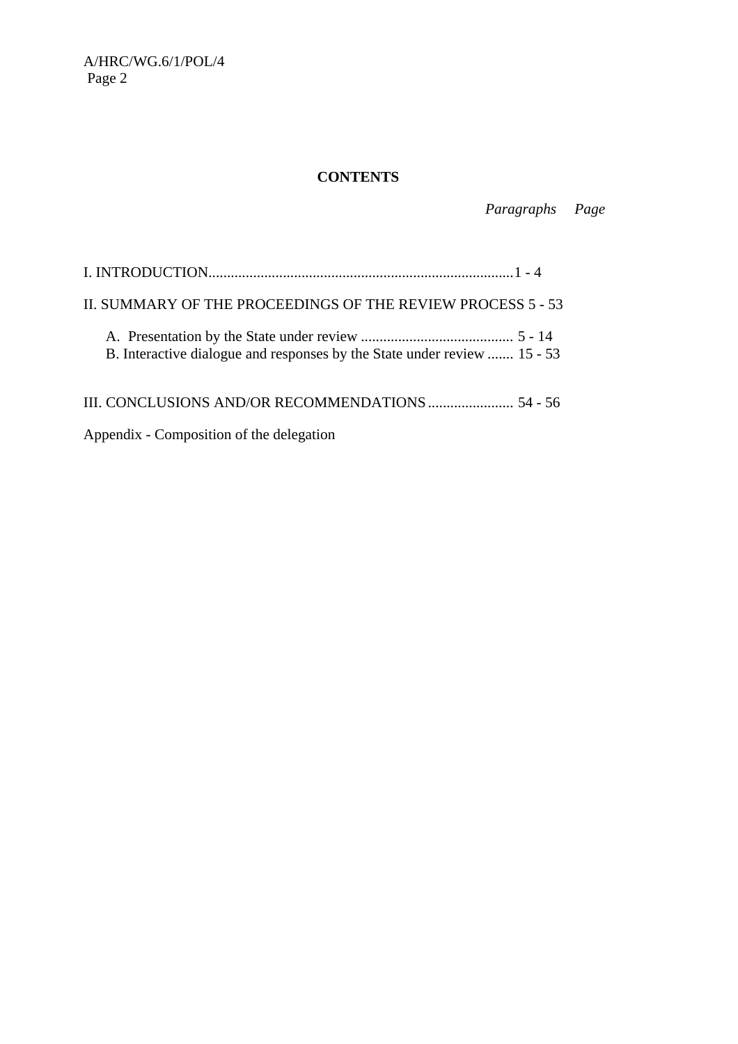# CONTENTS

| | *Paragraphs* | *Page* |
|---|---|---|
| I. INTRODUCTION | 1 - 4 | |
| II. SUMMARY OF THE PROCEEDINGS OF THE REVIEW PROCESS | 5 - 53 | |
| A. Presentation by the State under review | 5 - 14 | |
| B. Interactive dialogue and responses by the State under review | 15 - 53 | |
| III. CONCLUSIONS AND/OR RECOMMENDATIONS | 54 - 56 | |
| Appendix - Composition of the delegation | | |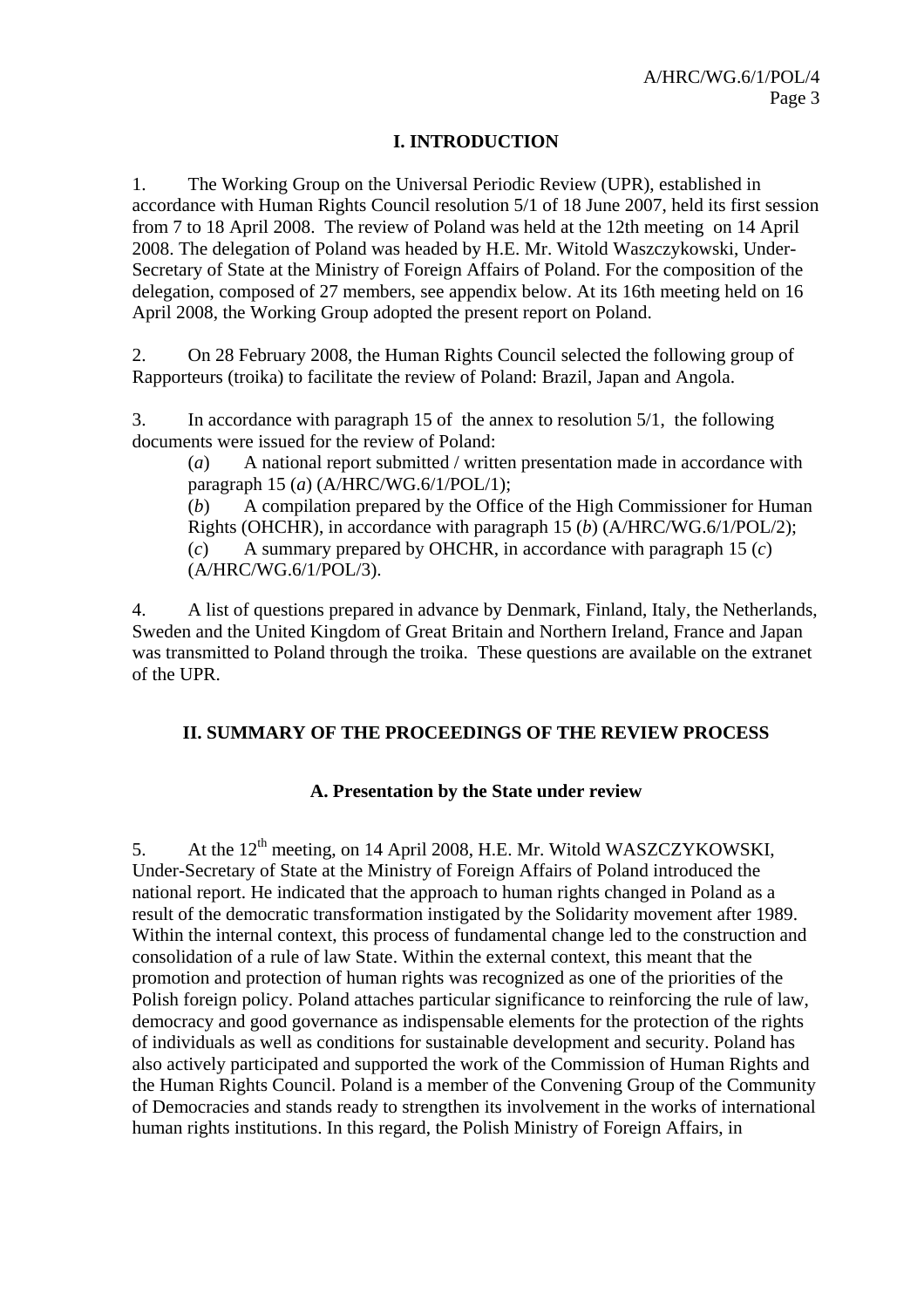# I. INTRODUCTION

1. The Working Group on the Universal Periodic Review (UPR), established in accordance with Human Rights Council resolution 5/1 of 18 June 2007, held its first session from 7 to 18 April 2008. The review of Poland was held at the 12th meeting on 14 April 2008. The delegation of Poland was headed by H.E. Mr. Witold Waszczykowski, Under-Secretary of State at the Ministry of Foreign Affairs of Poland. For the composition of the delegation, composed of 27 members, see appendix below. At its 16th meeting held on 16 April 2008, the Working Group adopted the present report on Poland.

2. On 28 February 2008, the Human Rights Council selected the following group of Rapporteurs (troika) to facilitate the review of Poland: Brazil, Japan and Angola.

3. In accordance with paragraph 15 of the annex to resolution 5/1, the following documents were issued for the review of Poland:

(*a*) A national report submitted / written presentation made in accordance with paragraph 15 (*a*) (A/HRC/WG.6/1/POL/1);

(*b*) A compilation prepared by the Office of the High Commissioner for Human Rights (OHCHR), in accordance with paragraph 15 (*b*) (A/HRC/WG.6/1/POL/2);

(*c*) A summary prepared by OHCHR, in accordance with paragraph 15 (*c*) (A/HRC/WG.6/1/POL/3).

4. A list of questions prepared in advance by Denmark, Finland, Italy, the Netherlands, Sweden and the United Kingdom of Great Britain and Northern Ireland, France and Japan was transmitted to Poland through the troika. These questions are available on the extranet of the UPR.

# II. SUMMARY OF THE PROCEEDINGS OF THE REVIEW PROCESS

## A. Presentation by the State under review

5. At the 12th meeting, on 14 April 2008, H.E. Mr. Witold WASZCZYKOWSKI, Under-Secretary of State at the Ministry of Foreign Affairs of Poland introduced the national report. He indicated that the approach to human rights changed in Poland as a result of the democratic transformation instigated by the Solidarity movement after 1989. Within the internal context, this process of fundamental change led to the construction and consolidation of a rule of law State. Within the external context, this meant that the promotion and protection of human rights was recognized as one of the priorities of the Polish foreign policy. Poland attaches particular significance to reinforcing the rule of law, democracy and good governance as indispensable elements for the protection of the rights of individuals as well as conditions for sustainable development and security. Poland has also actively participated and supported the work of the Commission of Human Rights and the Human Rights Council. Poland is a member of the Convening Group of the Community of Democracies and stands ready to strengthen its involvement in the works of international human rights institutions. In this regard, the Polish Ministry of Foreign Affairs, in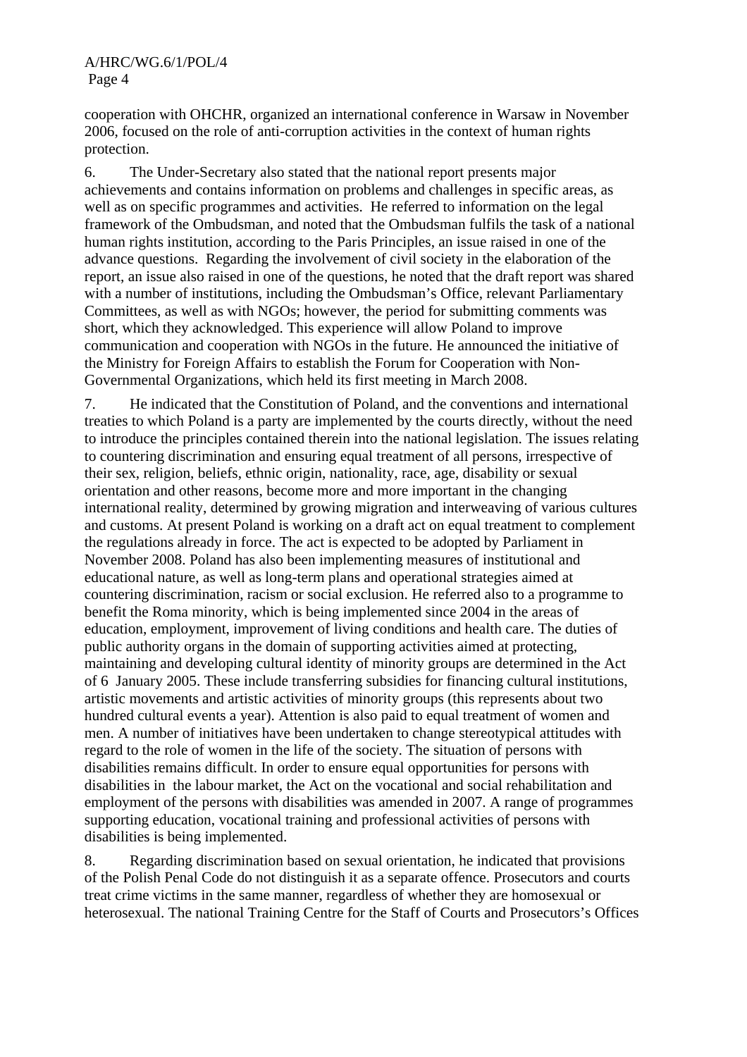cooperation with OHCHR, organized an international conference in Warsaw in November 2006, focused on the role of anti-corruption activities in the context of human rights protection.

6. The Under-Secretary also stated that the national report presents major achievements and contains information on problems and challenges in specific areas, as well as on specific programmes and activities. He referred to information on the legal framework of the Ombudsman, and noted that the Ombudsman fulfils the task of a national human rights institution, according to the Paris Principles, an issue raised in one of the advance questions. Regarding the involvement of civil society in the elaboration of the report, an issue also raised in one of the questions, he noted that the draft report was shared with a number of institutions, including the Ombudsman's Office, relevant Parliamentary Committees, as well as with NGOs; however, the period for submitting comments was short, which they acknowledged. This experience will allow Poland to improve communication and cooperation with NGOs in the future. He announced the initiative of the Ministry for Foreign Affairs to establish the Forum for Cooperation with Non-Governmental Organizations, which held its first meeting in March 2008.

7. He indicated that the Constitution of Poland, and the conventions and international treaties to which Poland is a party are implemented by the courts directly, without the need to introduce the principles contained therein into the national legislation. The issues relating to countering discrimination and ensuring equal treatment of all persons, irrespective of their sex, religion, beliefs, ethnic origin, nationality, race, age, disability or sexual orientation and other reasons, become more and more important in the changing international reality, determined by growing migration and interweaving of various cultures and customs. At present Poland is working on a draft act on equal treatment to complement the regulations already in force. The act is expected to be adopted by Parliament in November 2008. Poland has also been implementing measures of institutional and educational nature, as well as long-term plans and operational strategies aimed at countering discrimination, racism or social exclusion. He referred also to a programme to benefit the Roma minority, which is being implemented since 2004 in the areas of education, employment, improvement of living conditions and health care. The duties of public authority organs in the domain of supporting activities aimed at protecting, maintaining and developing cultural identity of minority groups are determined in the Act of 6 January 2005. These include transferring subsidies for financing cultural institutions, artistic movements and artistic activities of minority groups (this represents about two hundred cultural events a year). Attention is also paid to equal treatment of women and men. A number of initiatives have been undertaken to change stereotypical attitudes with regard to the role of women in the life of the society. The situation of persons with disabilities remains difficult. In order to ensure equal opportunities for persons with disabilities in the labour market, the Act on the vocational and social rehabilitation and employment of the persons with disabilities was amended in 2007. A range of programmes supporting education, vocational training and professional activities of persons with disabilities is being implemented.

8. Regarding discrimination based on sexual orientation, he indicated that provisions of the Polish Penal Code do not distinguish it as a separate offence. Prosecutors and courts treat crime victims in the same manner, regardless of whether they are homosexual or heterosexual. The national Training Centre for the Staff of Courts and Prosecutors's Offices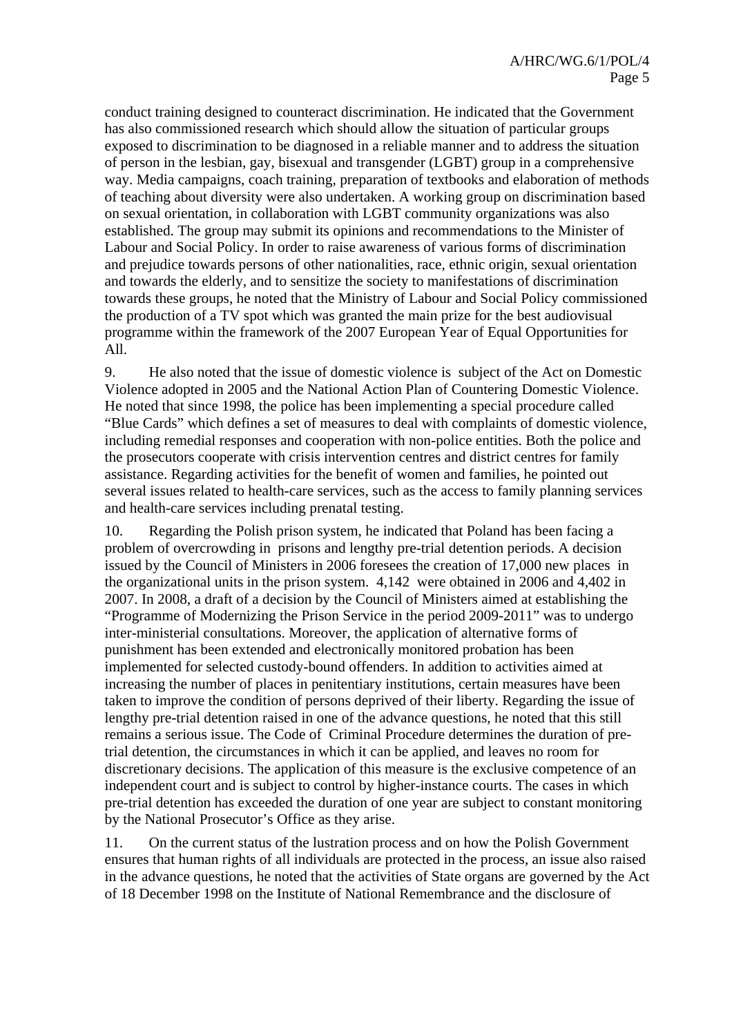conduct training designed to counteract discrimination. He indicated that the Government has also commissioned research which should allow the situation of particular groups exposed to discrimination to be diagnosed in a reliable manner and to address the situation of person in the lesbian, gay, bisexual and transgender (LGBT) group in a comprehensive way. Media campaigns, coach training, preparation of textbooks and elaboration of methods of teaching about diversity were also undertaken. A working group on discrimination based on sexual orientation, in collaboration with LGBT community organizations was also established. The group may submit its opinions and recommendations to the Minister of Labour and Social Policy. In order to raise awareness of various forms of discrimination and prejudice towards persons of other nationalities, race, ethnic origin, sexual orientation and towards the elderly, and to sensitize the society to manifestations of discrimination towards these groups, he noted that the Ministry of Labour and Social Policy commissioned the production of a TV spot which was granted the main prize for the best audiovisual programme within the framework of the 2007 European Year of Equal Opportunities for All.

9. He also noted that the issue of domestic violence is subject of the Act on Domestic Violence adopted in 2005 and the National Action Plan of Countering Domestic Violence. He noted that since 1998, the police has been implementing a special procedure called "Blue Cards" which defines a set of measures to deal with complaints of domestic violence, including remedial responses and cooperation with non-police entities. Both the police and the prosecutors cooperate with crisis intervention centres and district centres for family assistance. Regarding activities for the benefit of women and families, he pointed out several issues related to health-care services, such as the access to family planning services and health-care services including prenatal testing.

10. Regarding the Polish prison system, he indicated that Poland has been facing a problem of overcrowding in prisons and lengthy pre-trial detention periods. A decision issued by the Council of Ministers in 2006 foresees the creation of 17,000 new places in the organizational units in the prison system. 4,142 were obtained in 2006 and 4,402 in 2007. In 2008, a draft of a decision by the Council of Ministers aimed at establishing the "Programme of Modernizing the Prison Service in the period 2009-2011" was to undergo inter-ministerial consultations. Moreover, the application of alternative forms of punishment has been extended and electronically monitored probation has been implemented for selected custody-bound offenders. In addition to activities aimed at increasing the number of places in penitentiary institutions, certain measures have been taken to improve the condition of persons deprived of their liberty. Regarding the issue of lengthy pre-trial detention raised in one of the advance questions, he noted that this still remains a serious issue. The Code of Criminal Procedure determines the duration of pre-trial detention, the circumstances in which it can be applied, and leaves no room for discretionary decisions. The application of this measure is the exclusive competence of an independent court and is subject to control by higher-instance courts. The cases in which pre-trial detention has exceeded the duration of one year are subject to constant monitoring by the National Prosecutor's Office as they arise.

11. On the current status of the lustration process and on how the Polish Government ensures that human rights of all individuals are protected in the process, an issue also raised in the advance questions, he noted that the activities of State organs are governed by the Act of 18 December 1998 on the Institute of National Remembrance and the disclosure of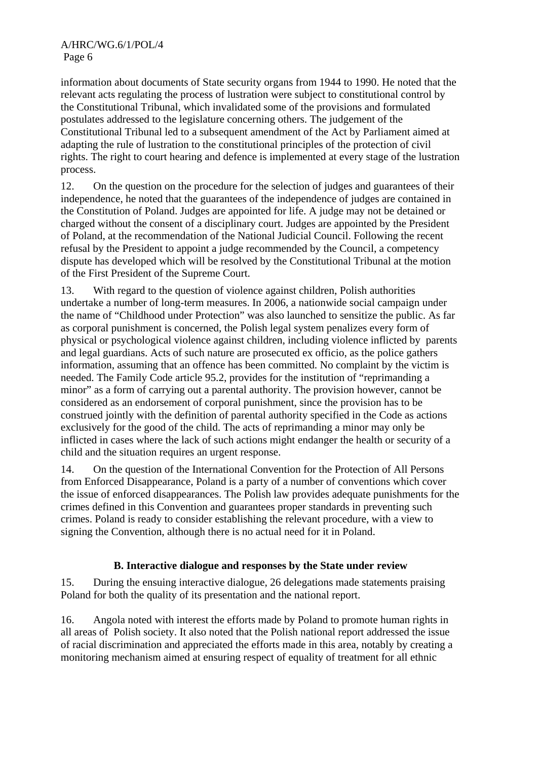information about documents of State security organs from 1944 to 1990. He noted that the relevant acts regulating the process of lustration were subject to constitutional control by the Constitutional Tribunal, which invalidated some of the provisions and formulated postulates addressed to the legislature concerning others. The judgement of the Constitutional Tribunal led to a subsequent amendment of the Act by Parliament aimed at adapting the rule of lustration to the constitutional principles of the protection of civil rights. The right to court hearing and defence is implemented at every stage of the lustration process.

12. On the question on the procedure for the selection of judges and guarantees of their independence, he noted that the guarantees of the independence of judges are contained in the Constitution of Poland. Judges are appointed for life. A judge may not be detained or charged without the consent of a disciplinary court. Judges are appointed by the President of Poland, at the recommendation of the National Judicial Council. Following the recent refusal by the President to appoint a judge recommended by the Council, a competency dispute has developed which will be resolved by the Constitutional Tribunal at the motion of the First President of the Supreme Court.

13. With regard to the question of violence against children, Polish authorities undertake a number of long-term measures. In 2006, a nationwide social campaign under the name of "Childhood under Protection" was also launched to sensitize the public. As far as corporal punishment is concerned, the Polish legal system penalizes every form of physical or psychological violence against children, including violence inflicted by parents and legal guardians. Acts of such nature are prosecuted ex officio, as the police gathers information, assuming that an offence has been committed. No complaint by the victim is needed. The Family Code article 95.2, provides for the institution of "reprimanding a minor" as a form of carrying out a parental authority. The provision however, cannot be considered as an endorsement of corporal punishment, since the provision has to be construed jointly with the definition of parental authority specified in the Code as actions exclusively for the good of the child. The acts of reprimanding a minor may only be inflicted in cases where the lack of such actions might endanger the health or security of a child and the situation requires an urgent response.

14. On the question of the International Convention for the Protection of All Persons from Enforced Disappearance, Poland is a party of a number of conventions which cover the issue of enforced disappearances. The Polish law provides adequate punishments for the crimes defined in this Convention and guarantees proper standards in preventing such crimes. Poland is ready to consider establishing the relevant procedure, with a view to signing the Convention, although there is no actual need for it in Poland.

### B. Interactive dialogue and responses by the State under review

15. During the ensuing interactive dialogue, 26 delegations made statements praising Poland for both the quality of its presentation and the national report.

16. Angola noted with interest the efforts made by Poland to promote human rights in all areas of Polish society. It also noted that the Polish national report addressed the issue of racial discrimination and appreciated the efforts made in this area, notably by creating a monitoring mechanism aimed at ensuring respect of equality of treatment for all ethnic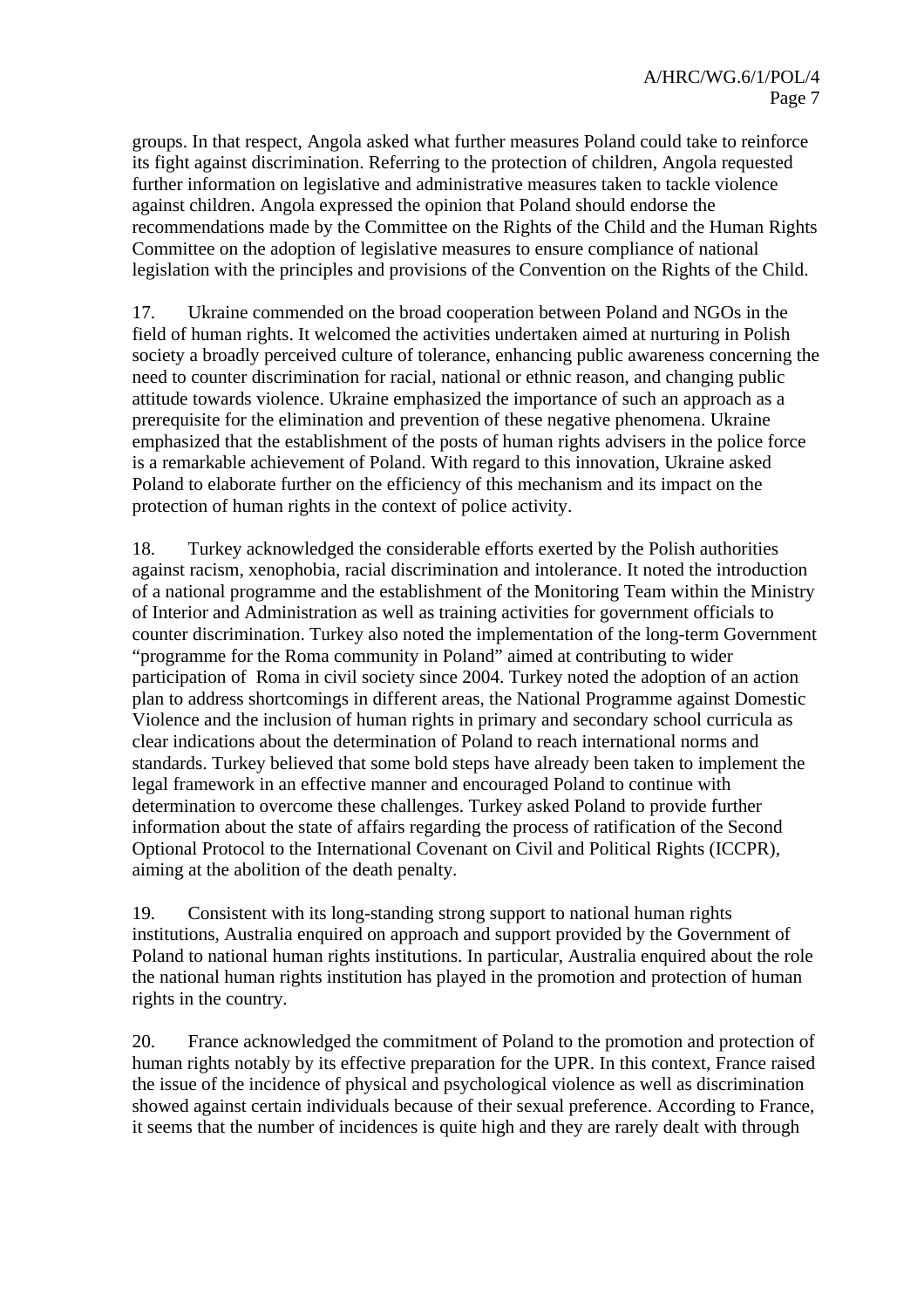groups. In that respect, Angola asked what further measures Poland could take to reinforce its fight against discrimination. Referring to the protection of children, Angola requested further information on legislative and administrative measures taken to tackle violence against children. Angola expressed the opinion that Poland should endorse the recommendations made by the Committee on the Rights of the Child and the Human Rights Committee on the adoption of legislative measures to ensure compliance of national legislation with the principles and provisions of the Convention on the Rights of the Child.

17. Ukraine commended on the broad cooperation between Poland and NGOs in the field of human rights. It welcomed the activities undertaken aimed at nurturing in Polish society a broadly perceived culture of tolerance, enhancing public awareness concerning the need to counter discrimination for racial, national or ethnic reason, and changing public attitude towards violence. Ukraine emphasized the importance of such an approach as a prerequisite for the elimination and prevention of these negative phenomena. Ukraine emphasized that the establishment of the posts of human rights advisers in the police force is a remarkable achievement of Poland. With regard to this innovation, Ukraine asked Poland to elaborate further on the efficiency of this mechanism and its impact on the protection of human rights in the context of police activity.

18. Turkey acknowledged the considerable efforts exerted by the Polish authorities against racism, xenophobia, racial discrimination and intolerance. It noted the introduction of a national programme and the establishment of the Monitoring Team within the Ministry of Interior and Administration as well as training activities for government officials to counter discrimination. Turkey also noted the implementation of the long-term Government "programme for the Roma community in Poland" aimed at contributing to wider participation of Roma in civil society since 2004. Turkey noted the adoption of an action plan to address shortcomings in different areas, the National Programme against Domestic Violence and the inclusion of human rights in primary and secondary school curricula as clear indications about the determination of Poland to reach international norms and standards. Turkey believed that some bold steps have already been taken to implement the legal framework in an effective manner and encouraged Poland to continue with determination to overcome these challenges. Turkey asked Poland to provide further information about the state of affairs regarding the process of ratification of the Second Optional Protocol to the International Covenant on Civil and Political Rights (ICCPR), aiming at the abolition of the death penalty.

19. Consistent with its long-standing strong support to national human rights institutions, Australia enquired on approach and support provided by the Government of Poland to national human rights institutions. In particular, Australia enquired about the role the national human rights institution has played in the promotion and protection of human rights in the country.

20. France acknowledged the commitment of Poland to the promotion and protection of human rights notably by its effective preparation for the UPR. In this context, France raised the issue of the incidence of physical and psychological violence as well as discrimination showed against certain individuals because of their sexual preference. According to France, it seems that the number of incidences is quite high and they are rarely dealt with through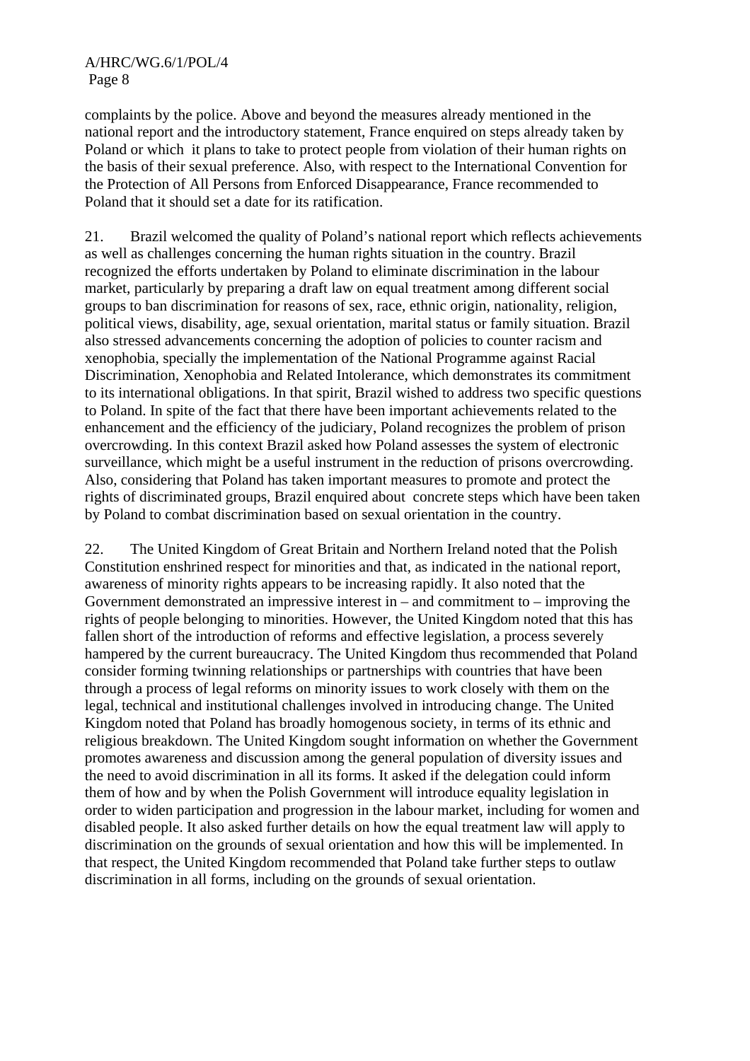complaints by the police. Above and beyond the measures already mentioned in the national report and the introductory statement, France enquired on steps already taken by Poland or which  it plans to take to protect people from violation of their human rights on the basis of their sexual preference. Also, with respect to the International Convention for the Protection of All Persons from Enforced Disappearance, France recommended to Poland that it should set a date for its ratification.

21. Brazil welcomed the quality of Poland's national report which reflects achievements as well as challenges concerning the human rights situation in the country. Brazil recognized the efforts undertaken by Poland to eliminate discrimination in the labour market, particularly by preparing a draft law on equal treatment among different social groups to ban discrimination for reasons of sex, race, ethnic origin, nationality, religion, political views, disability, age, sexual orientation, marital status or family situation. Brazil also stressed advancements concerning the adoption of policies to counter racism and xenophobia, specially the implementation of the National Programme against Racial Discrimination, Xenophobia and Related Intolerance, which demonstrates its commitment to its international obligations. In that spirit, Brazil wished to address two specific questions to Poland. In spite of the fact that there have been important achievements related to the enhancement and the efficiency of the judiciary, Poland recognizes the problem of prison overcrowding. In this context Brazil asked how Poland assesses the system of electronic surveillance, which might be a useful instrument in the reduction of prisons overcrowding. Also, considering that Poland has taken important measures to promote and protect the rights of discriminated groups, Brazil enquired about  concrete steps which have been taken by Poland to combat discrimination based on sexual orientation in the country.

22. The United Kingdom of Great Britain and Northern Ireland noted that the Polish Constitution enshrined respect for minorities and that, as indicated in the national report, awareness of minority rights appears to be increasing rapidly. It also noted that the Government demonstrated an impressive interest in – and commitment to – improving the rights of people belonging to minorities. However, the United Kingdom noted that this has fallen short of the introduction of reforms and effective legislation, a process severely hampered by the current bureaucracy. The United Kingdom thus recommended that Poland consider forming twinning relationships or partnerships with countries that have been through a process of legal reforms on minority issues to work closely with them on the legal, technical and institutional challenges involved in introducing change. The United Kingdom noted that Poland has broadly homogenous society, in terms of its ethnic and religious breakdown. The United Kingdom sought information on whether the Government promotes awareness and discussion among the general population of diversity issues and the need to avoid discrimination in all its forms. It asked if the delegation could inform them of how and by when the Polish Government will introduce equality legislation in order to widen participation and progression in the labour market, including for women and disabled people. It also asked further details on how the equal treatment law will apply to discrimination on the grounds of sexual orientation and how this will be implemented. In that respect, the United Kingdom recommended that Poland take further steps to outlaw discrimination in all forms, including on the grounds of sexual orientation.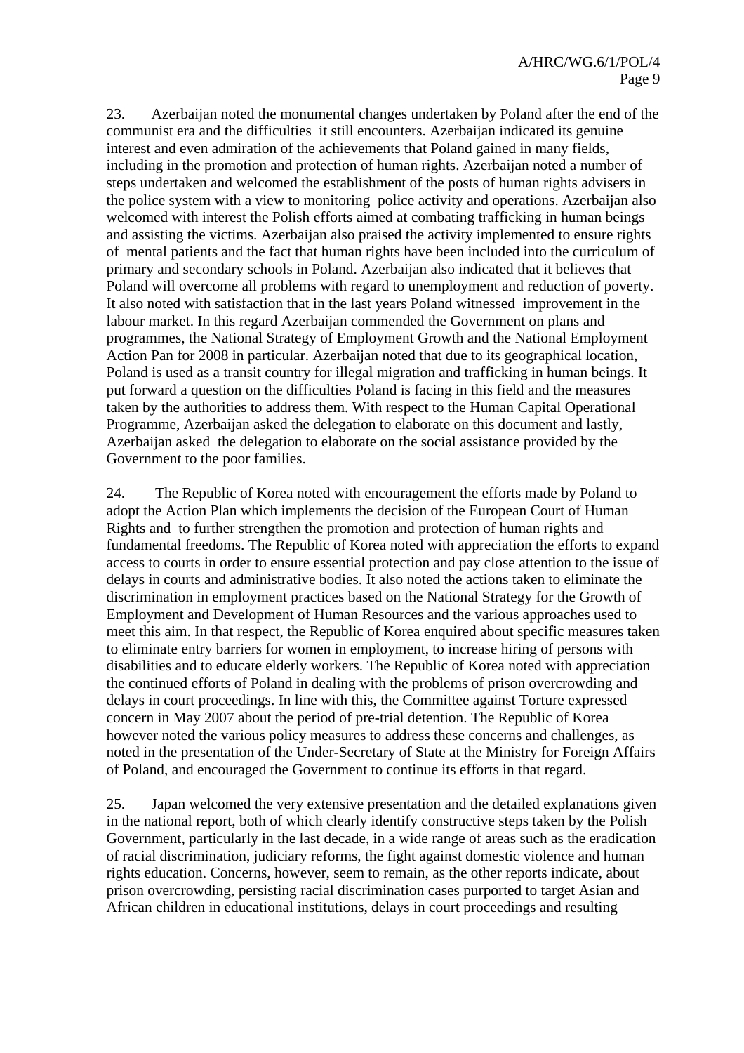23. Azerbaijan noted the monumental changes undertaken by Poland after the end of the communist era and the difficulties it still encounters. Azerbaijan indicated its genuine interest and even admiration of the achievements that Poland gained in many fields, including in the promotion and protection of human rights. Azerbaijan noted a number of steps undertaken and welcomed the establishment of the posts of human rights advisers in the police system with a view to monitoring police activity and operations. Azerbaijan also welcomed with interest the Polish efforts aimed at combating trafficking in human beings and assisting the victims. Azerbaijan also praised the activity implemented to ensure rights of mental patients and the fact that human rights have been included into the curriculum of primary and secondary schools in Poland. Azerbaijan also indicated that it believes that Poland will overcome all problems with regard to unemployment and reduction of poverty. It also noted with satisfaction that in the last years Poland witnessed improvement in the labour market. In this regard Azerbaijan commended the Government on plans and programmes, the National Strategy of Employment Growth and the National Employment Action Pan for 2008 in particular. Azerbaijan noted that due to its geographical location, Poland is used as a transit country for illegal migration and trafficking in human beings. It put forward a question on the difficulties Poland is facing in this field and the measures taken by the authorities to address them. With respect to the Human Capital Operational Programme, Azerbaijan asked the delegation to elaborate on this document and lastly, Azerbaijan asked the delegation to elaborate on the social assistance provided by the Government to the poor families.

24. The Republic of Korea noted with encouragement the efforts made by Poland to adopt the Action Plan which implements the decision of the European Court of Human Rights and to further strengthen the promotion and protection of human rights and fundamental freedoms. The Republic of Korea noted with appreciation the efforts to expand access to courts in order to ensure essential protection and pay close attention to the issue of delays in courts and administrative bodies. It also noted the actions taken to eliminate the discrimination in employment practices based on the National Strategy for the Growth of Employment and Development of Human Resources and the various approaches used to meet this aim. In that respect, the Republic of Korea enquired about specific measures taken to eliminate entry barriers for women in employment, to increase hiring of persons with disabilities and to educate elderly workers. The Republic of Korea noted with appreciation the continued efforts of Poland in dealing with the problems of prison overcrowding and delays in court proceedings. In line with this, the Committee against Torture expressed concern in May 2007 about the period of pre-trial detention. The Republic of Korea however noted the various policy measures to address these concerns and challenges, as noted in the presentation of the Under-Secretary of State at the Ministry for Foreign Affairs of Poland, and encouraged the Government to continue its efforts in that regard.

25. Japan welcomed the very extensive presentation and the detailed explanations given in the national report, both of which clearly identify constructive steps taken by the Polish Government, particularly in the last decade, in a wide range of areas such as the eradication of racial discrimination, judiciary reforms, the fight against domestic violence and human rights education. Concerns, however, seem to remain, as the other reports indicate, about prison overcrowding, persisting racial discrimination cases purported to target Asian and African children in educational institutions, delays in court proceedings and resulting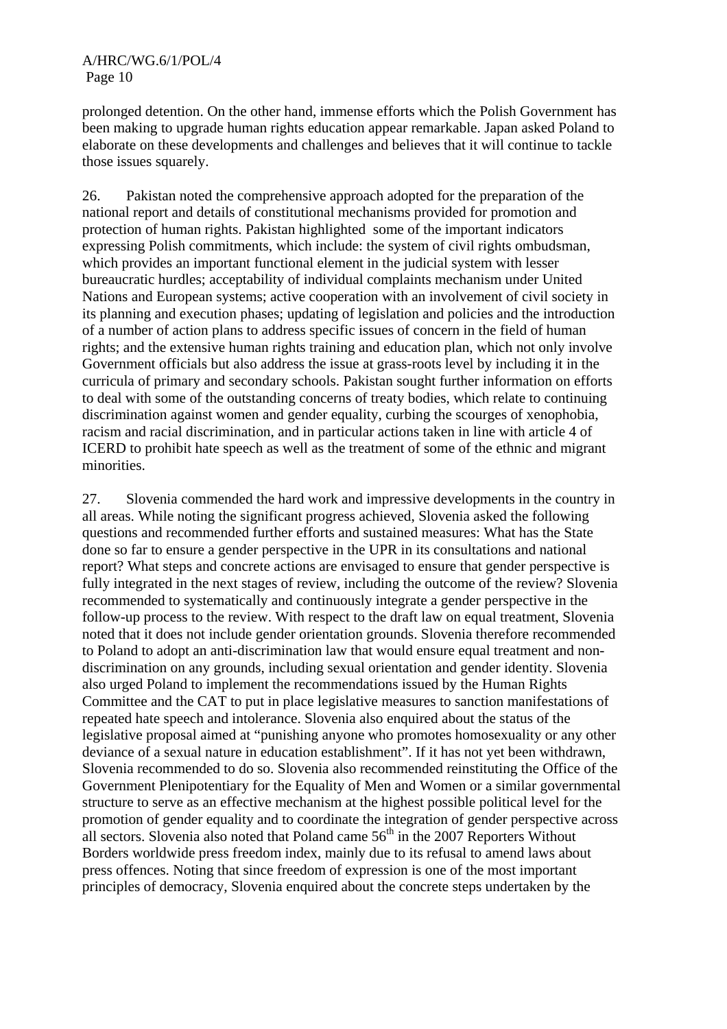prolonged detention. On the other hand, immense efforts which the Polish Government has been making to upgrade human rights education appear remarkable. Japan asked Poland to elaborate on these developments and challenges and believes that it will continue to tackle those issues squarely.

26. Pakistan noted the comprehensive approach adopted for the preparation of the national report and details of constitutional mechanisms provided for promotion and protection of human rights. Pakistan highlighted some of the important indicators expressing Polish commitments, which include: the system of civil rights ombudsman, which provides an important functional element in the judicial system with lesser bureaucratic hurdles; acceptability of individual complaints mechanism under United Nations and European systems; active cooperation with an involvement of civil society in its planning and execution phases; updating of legislation and policies and the introduction of a number of action plans to address specific issues of concern in the field of human rights; and the extensive human rights training and education plan, which not only involve Government officials but also address the issue at grass-roots level by including it in the curricula of primary and secondary schools. Pakistan sought further information on efforts to deal with some of the outstanding concerns of treaty bodies, which relate to continuing discrimination against women and gender equality, curbing the scourges of xenophobia, racism and racial discrimination, and in particular actions taken in line with article 4 of ICERD to prohibit hate speech as well as the treatment of some of the ethnic and migrant minorities.

27. Slovenia commended the hard work and impressive developments in the country in all areas. While noting the significant progress achieved, Slovenia asked the following questions and recommended further efforts and sustained measures: What has the State done so far to ensure a gender perspective in the UPR in its consultations and national report? What steps and concrete actions are envisaged to ensure that gender perspective is fully integrated in the next stages of review, including the outcome of the review? Slovenia recommended to systematically and continuously integrate a gender perspective in the follow-up process to the review. With respect to the draft law on equal treatment, Slovenia noted that it does not include gender orientation grounds. Slovenia therefore recommended to Poland to adopt an anti-discrimination law that would ensure equal treatment and non-discrimination on any grounds, including sexual orientation and gender identity. Slovenia also urged Poland to implement the recommendations issued by the Human Rights Committee and the CAT to put in place legislative measures to sanction manifestations of repeated hate speech and intolerance. Slovenia also enquired about the status of the legislative proposal aimed at "punishing anyone who promotes homosexuality or any other deviance of a sexual nature in education establishment". If it has not yet been withdrawn, Slovenia recommended to do so. Slovenia also recommended reinstituting the Office of the Government Plenipotentiary for the Equality of Men and Women or a similar governmental structure to serve as an effective mechanism at the highest possible political level for the promotion of gender equality and to coordinate the integration of gender perspective across all sectors. Slovenia also noted that Poland came 56th in the 2007 Reporters Without Borders worldwide press freedom index, mainly due to its refusal to amend laws about press offences. Noting that since freedom of expression is one of the most important principles of democracy, Slovenia enquired about the concrete steps undertaken by the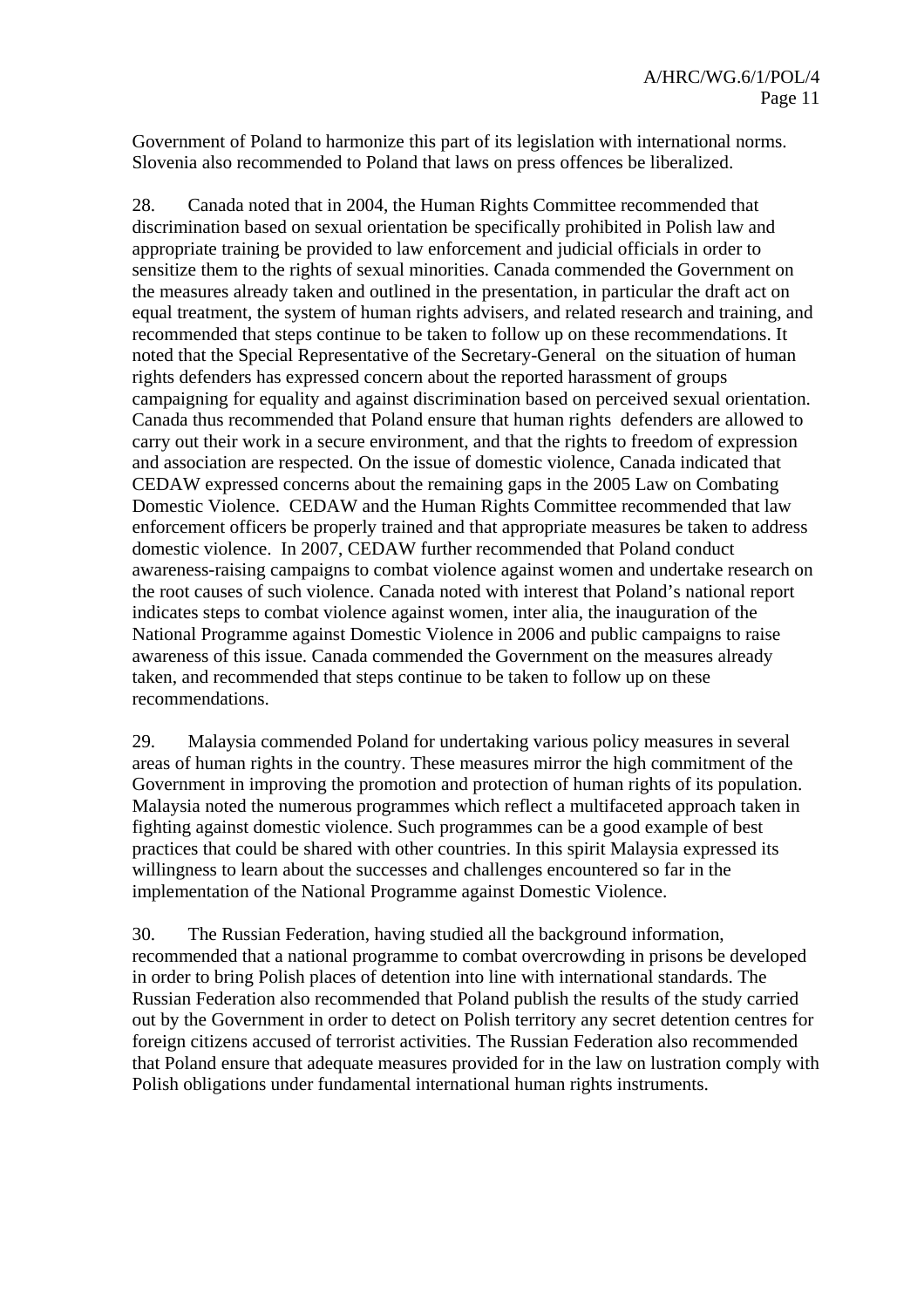Government of Poland to harmonize this part of its legislation with international norms. Slovenia also recommended to Poland that laws on press offences be liberalized.

28. Canada noted that in 2004, the Human Rights Committee recommended that discrimination based on sexual orientation be specifically prohibited in Polish law and appropriate training be provided to law enforcement and judicial officials in order to sensitize them to the rights of sexual minorities. Canada commended the Government on the measures already taken and outlined in the presentation, in particular the draft act on equal treatment, the system of human rights advisers, and related research and training, and recommended that steps continue to be taken to follow up on these recommendations. It noted that the Special Representative of the Secretary-General on the situation of human rights defenders has expressed concern about the reported harassment of groups campaigning for equality and against discrimination based on perceived sexual orientation. Canada thus recommended that Poland ensure that human rights defenders are allowed to carry out their work in a secure environment, and that the rights to freedom of expression and association are respected. On the issue of domestic violence, Canada indicated that CEDAW expressed concerns about the remaining gaps in the 2005 Law on Combating Domestic Violence. CEDAW and the Human Rights Committee recommended that law enforcement officers be properly trained and that appropriate measures be taken to address domestic violence. In 2007, CEDAW further recommended that Poland conduct awareness-raising campaigns to combat violence against women and undertake research on the root causes of such violence. Canada noted with interest that Poland's national report indicates steps to combat violence against women, inter alia, the inauguration of the National Programme against Domestic Violence in 2006 and public campaigns to raise awareness of this issue. Canada commended the Government on the measures already taken, and recommended that steps continue to be taken to follow up on these recommendations.

29. Malaysia commended Poland for undertaking various policy measures in several areas of human rights in the country. These measures mirror the high commitment of the Government in improving the promotion and protection of human rights of its population. Malaysia noted the numerous programmes which reflect a multifaceted approach taken in fighting against domestic violence. Such programmes can be a good example of best practices that could be shared with other countries. In this spirit Malaysia expressed its willingness to learn about the successes and challenges encountered so far in the implementation of the National Programme against Domestic Violence.

30. The Russian Federation, having studied all the background information, recommended that a national programme to combat overcrowding in prisons be developed in order to bring Polish places of detention into line with international standards. The Russian Federation also recommended that Poland publish the results of the study carried out by the Government in order to detect on Polish territory any secret detention centres for foreign citizens accused of terrorist activities. The Russian Federation also recommended that Poland ensure that adequate measures provided for in the law on lustration comply with Polish obligations under fundamental international human rights instruments.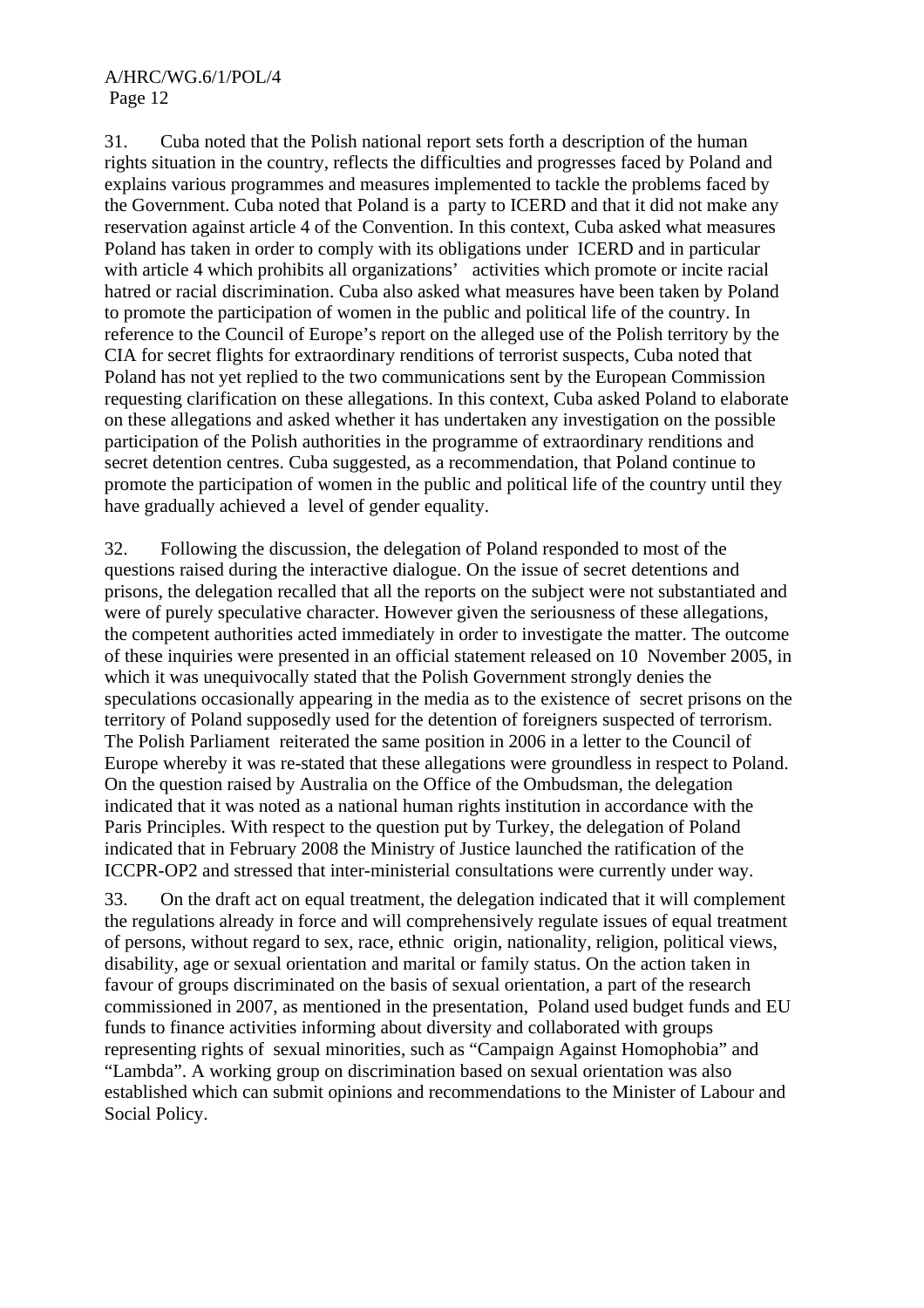31. Cuba noted that the Polish national report sets forth a description of the human rights situation in the country, reflects the difficulties and progresses faced by Poland and explains various programmes and measures implemented to tackle the problems faced by the Government. Cuba noted that Poland is a party to ICERD and that it did not make any reservation against article 4 of the Convention. In this context, Cuba asked what measures Poland has taken in order to comply with its obligations under ICERD and in particular with article 4 which prohibits all organizations' activities which promote or incite racial hatred or racial discrimination. Cuba also asked what measures have been taken by Poland to promote the participation of women in the public and political life of the country. In reference to the Council of Europe's report on the alleged use of the Polish territory by the CIA for secret flights for extraordinary renditions of terrorist suspects, Cuba noted that Poland has not yet replied to the two communications sent by the European Commission requesting clarification on these allegations. In this context, Cuba asked Poland to elaborate on these allegations and asked whether it has undertaken any investigation on the possible participation of the Polish authorities in the programme of extraordinary renditions and secret detention centres. Cuba suggested, as a recommendation, that Poland continue to promote the participation of women in the public and political life of the country until they have gradually achieved a level of gender equality.

32. Following the discussion, the delegation of Poland responded to most of the questions raised during the interactive dialogue. On the issue of secret detentions and prisons, the delegation recalled that all the reports on the subject were not substantiated and were of purely speculative character. However given the seriousness of these allegations, the competent authorities acted immediately in order to investigate the matter. The outcome of these inquiries were presented in an official statement released on 10 November 2005, in which it was unequivocally stated that the Polish Government strongly denies the speculations occasionally appearing in the media as to the existence of secret prisons on the territory of Poland supposedly used for the detention of foreigners suspected of terrorism. The Polish Parliament reiterated the same position in 2006 in a letter to the Council of Europe whereby it was re-stated that these allegations were groundless in respect to Poland. On the question raised by Australia on the Office of the Ombudsman, the delegation indicated that it was noted as a national human rights institution in accordance with the Paris Principles. With respect to the question put by Turkey, the delegation of Poland indicated that in February 2008 the Ministry of Justice launched the ratification of the ICCPR-OP2 and stressed that inter-ministerial consultations were currently under way.

33. On the draft act on equal treatment, the delegation indicated that it will complement the regulations already in force and will comprehensively regulate issues of equal treatment of persons, without regard to sex, race, ethnic origin, nationality, religion, political views, disability, age or sexual orientation and marital or family status. On the action taken in favour of groups discriminated on the basis of sexual orientation, a part of the research commissioned in 2007, as mentioned in the presentation, Poland used budget funds and EU funds to finance activities informing about diversity and collaborated with groups representing rights of sexual minorities, such as "Campaign Against Homophobia" and "Lambda". A working group on discrimination based on sexual orientation was also established which can submit opinions and recommendations to the Minister of Labour and Social Policy.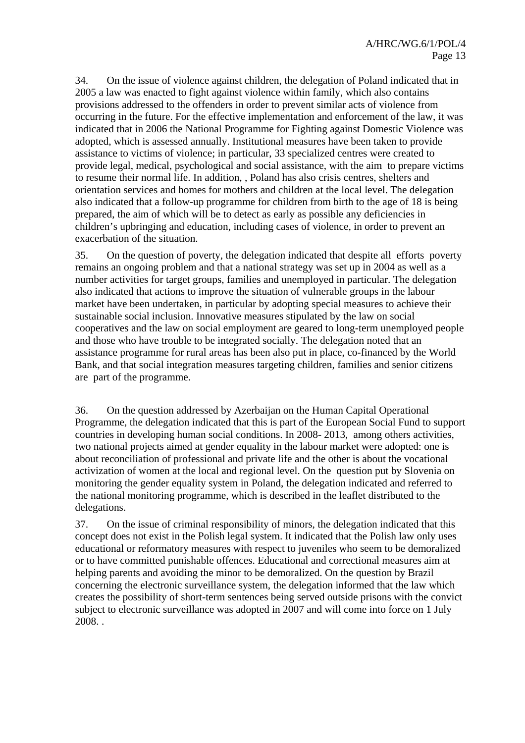34. On the issue of violence against children, the delegation of Poland indicated that in 2005 a law was enacted to fight against violence within family, which also contains provisions addressed to the offenders in order to prevent similar acts of violence from occurring in the future. For the effective implementation and enforcement of the law, it was indicated that in 2006 the National Programme for Fighting against Domestic Violence was adopted, which is assessed annually. Institutional measures have been taken to provide assistance to victims of violence; in particular, 33 specialized centres were created to provide legal, medical, psychological and social assistance, with the aim to prepare victims to resume their normal life. In addition, , Poland has also crisis centres, shelters and orientation services and homes for mothers and children at the local level. The delegation also indicated that a follow-up programme for children from birth to the age of 18 is being prepared, the aim of which will be to detect as early as possible any deficiencies in children's upbringing and education, including cases of violence, in order to prevent an exacerbation of the situation.

35. On the question of poverty, the delegation indicated that despite all efforts poverty remains an ongoing problem and that a national strategy was set up in 2004 as well as a number activities for target groups, families and unemployed in particular. The delegation also indicated that actions to improve the situation of vulnerable groups in the labour market have been undertaken, in particular by adopting special measures to achieve their sustainable social inclusion. Innovative measures stipulated by the law on social cooperatives and the law on social employment are geared to long-term unemployed people and those who have trouble to be integrated socially. The delegation noted that an assistance programme for rural areas has been also put in place, co-financed by the World Bank, and that social integration measures targeting children, families and senior citizens are part of the programme.

36. On the question addressed by Azerbaijan on the Human Capital Operational Programme, the delegation indicated that this is part of the European Social Fund to support countries in developing human social conditions. In 2008- 2013, among others activities, two national projects aimed at gender equality in the labour market were adopted: one is about reconciliation of professional and private life and the other is about the vocational activization of women at the local and regional level. On the question put by Slovenia on monitoring the gender equality system in Poland, the delegation indicated and referred to the national monitoring programme, which is described in the leaflet distributed to the delegations.

37. On the issue of criminal responsibility of minors, the delegation indicated that this concept does not exist in the Polish legal system. It indicated that the Polish law only uses educational or reformatory measures with respect to juveniles who seem to be demoralized or to have committed punishable offences. Educational and correctional measures aim at helping parents and avoiding the minor to be demoralized. On the question by Brazil concerning the electronic surveillance system, the delegation informed that the law which creates the possibility of short-term sentences being served outside prisons with the convict subject to electronic surveillance was adopted in 2007 and will come into force on 1 July 2008. .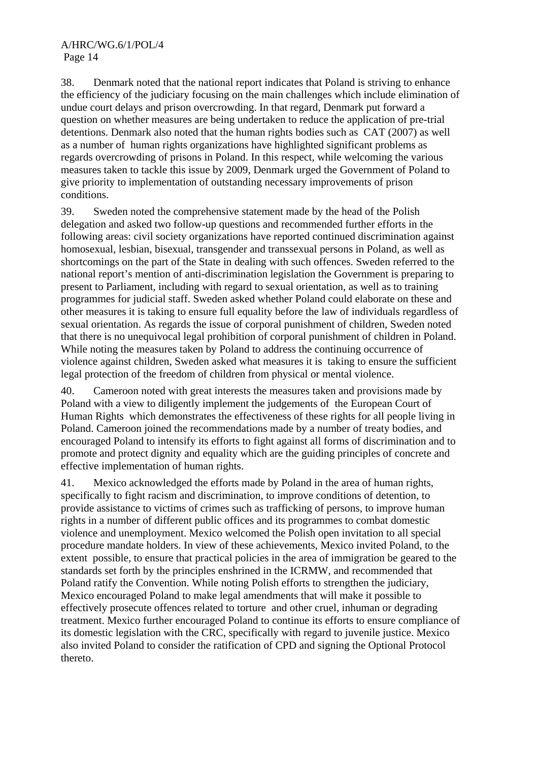38. Denmark noted that the national report indicates that Poland is striving to enhance the efficiency of the judiciary focusing on the main challenges which include elimination of undue court delays and prison overcrowding. In that regard, Denmark put forward a question on whether measures are being undertaken to reduce the application of pre-trial detentions. Denmark also noted that the human rights bodies such as CAT (2007) as well as a number of human rights organizations have highlighted significant problems as regards overcrowding of prisons in Poland. In this respect, while welcoming the various measures taken to tackle this issue by 2009, Denmark urged the Government of Poland to give priority to implementation of outstanding necessary improvements of prison conditions.

39. Sweden noted the comprehensive statement made by the head of the Polish delegation and asked two follow-up questions and recommended further efforts in the following areas: civil society organizations have reported continued discrimination against homosexual, lesbian, bisexual, transgender and transsexual persons in Poland, as well as shortcomings on the part of the State in dealing with such offences. Sweden referred to the national report's mention of anti-discrimination legislation the Government is preparing to present to Parliament, including with regard to sexual orientation, as well as to training programmes for judicial staff. Sweden asked whether Poland could elaborate on these and other measures it is taking to ensure full equality before the law of individuals regardless of sexual orientation. As regards the issue of corporal punishment of children, Sweden noted that there is no unequivocal legal prohibition of corporal punishment of children in Poland. While noting the measures taken by Poland to address the continuing occurrence of violence against children, Sweden asked what measures it is taking to ensure the sufficient legal protection of the freedom of children from physical or mental violence.

40. Cameroon noted with great interests the measures taken and provisions made by Poland with a view to diligently implement the judgements of the European Court of Human Rights which demonstrates the effectiveness of these rights for all people living in Poland. Cameroon joined the recommendations made by a number of treaty bodies, and encouraged Poland to intensify its efforts to fight against all forms of discrimination and to promote and protect dignity and equality which are the guiding principles of concrete and effective implementation of human rights.

41. Mexico acknowledged the efforts made by Poland in the area of human rights, specifically to fight racism and discrimination, to improve conditions of detention, to provide assistance to victims of crimes such as trafficking of persons, to improve human rights in a number of different public offices and its programmes to combat domestic violence and unemployment. Mexico welcomed the Polish open invitation to all special procedure mandate holders. In view of these achievements, Mexico invited Poland, to the extent possible, to ensure that practical policies in the area of immigration be geared to the standards set forth by the principles enshrined in the ICRMW, and recommended that Poland ratify the Convention. While noting Polish efforts to strengthen the judiciary, Mexico encouraged Poland to make legal amendments that will make it possible to effectively prosecute offences related to torture and other cruel, inhuman or degrading treatment. Mexico further encouraged Poland to continue its efforts to ensure compliance of its domestic legislation with the CRC, specifically with regard to juvenile justice. Mexico also invited Poland to consider the ratification of CPD and signing the Optional Protocol thereto.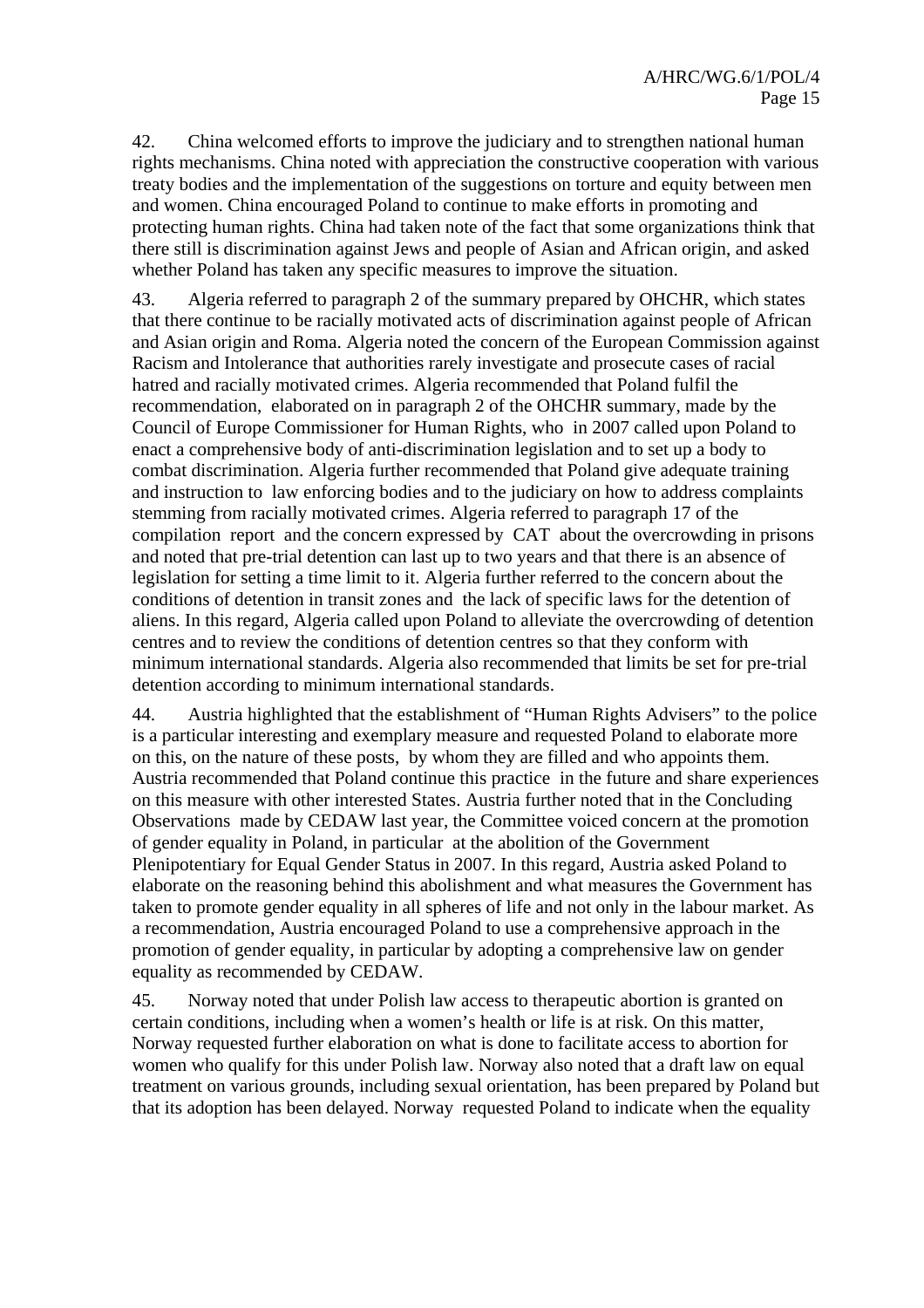42. China welcomed efforts to improve the judiciary and to strengthen national human rights mechanisms. China noted with appreciation the constructive cooperation with various treaty bodies and the implementation of the suggestions on torture and equity between men and women. China encouraged Poland to continue to make efforts in promoting and protecting human rights. China had taken note of the fact that some organizations think that there still is discrimination against Jews and people of Asian and African origin, and asked whether Poland has taken any specific measures to improve the situation.

43. Algeria referred to paragraph 2 of the summary prepared by OHCHR, which states that there continue to be racially motivated acts of discrimination against people of African and Asian origin and Roma. Algeria noted the concern of the European Commission against Racism and Intolerance that authorities rarely investigate and prosecute cases of racial hatred and racially motivated crimes. Algeria recommended that Poland fulfil the recommendation, elaborated on in paragraph 2 of the OHCHR summary, made by the Council of Europe Commissioner for Human Rights, who in 2007 called upon Poland to enact a comprehensive body of anti-discrimination legislation and to set up a body to combat discrimination. Algeria further recommended that Poland give adequate training and instruction to law enforcing bodies and to the judiciary on how to address complaints stemming from racially motivated crimes. Algeria referred to paragraph 17 of the compilation report and the concern expressed by CAT about the overcrowding in prisons and noted that pre-trial detention can last up to two years and that there is an absence of legislation for setting a time limit to it. Algeria further referred to the concern about the conditions of detention in transit zones and the lack of specific laws for the detention of aliens. In this regard, Algeria called upon Poland to alleviate the overcrowding of detention centres and to review the conditions of detention centres so that they conform with minimum international standards. Algeria also recommended that limits be set for pre-trial detention according to minimum international standards.

44. Austria highlighted that the establishment of "Human Rights Advisers" to the police is a particular interesting and exemplary measure and requested Poland to elaborate more on this, on the nature of these posts, by whom they are filled and who appoints them. Austria recommended that Poland continue this practice in the future and share experiences on this measure with other interested States. Austria further noted that in the Concluding Observations made by CEDAW last year, the Committee voiced concern at the promotion of gender equality in Poland, in particular at the abolition of the Government Plenipotentiary for Equal Gender Status in 2007. In this regard, Austria asked Poland to elaborate on the reasoning behind this abolishment and what measures the Government has taken to promote gender equality in all spheres of life and not only in the labour market. As a recommendation, Austria encouraged Poland to use a comprehensive approach in the promotion of gender equality, in particular by adopting a comprehensive law on gender equality as recommended by CEDAW.

45. Norway noted that under Polish law access to therapeutic abortion is granted on certain conditions, including when a women's health or life is at risk. On this matter, Norway requested further elaboration on what is done to facilitate access to abortion for women who qualify for this under Polish law. Norway also noted that a draft law on equal treatment on various grounds, including sexual orientation, has been prepared by Poland but that its adoption has been delayed. Norway requested Poland to indicate when the equality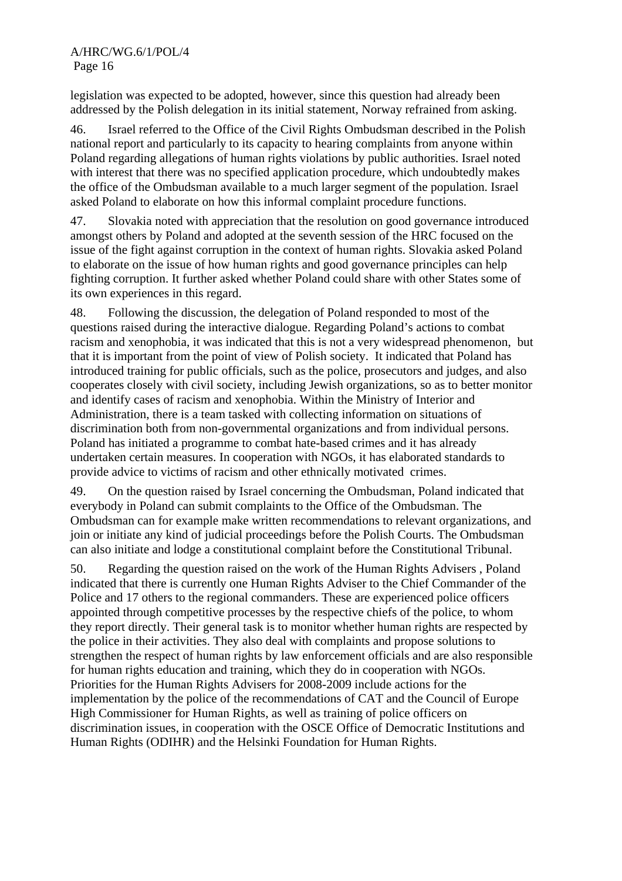legislation was expected to be adopted, however, since this question had already been addressed by the Polish delegation in its initial statement, Norway refrained from asking.

46. Israel referred to the Office of the Civil Rights Ombudsman described in the Polish national report and particularly to its capacity to hearing complaints from anyone within Poland regarding allegations of human rights violations by public authorities. Israel noted with interest that there was no specified application procedure, which undoubtedly makes the office of the Ombudsman available to a much larger segment of the population. Israel asked Poland to elaborate on how this informal complaint procedure functions.

47. Slovakia noted with appreciation that the resolution on good governance introduced amongst others by Poland and adopted at the seventh session of the HRC focused on the issue of the fight against corruption in the context of human rights. Slovakia asked Poland to elaborate on the issue of how human rights and good governance principles can help fighting corruption. It further asked whether Poland could share with other States some of its own experiences in this regard.

48. Following the discussion, the delegation of Poland responded to most of the questions raised during the interactive dialogue. Regarding Poland's actions to combat racism and xenophobia, it was indicated that this is not a very widespread phenomenon, but that it is important from the point of view of Polish society. It indicated that Poland has introduced training for public officials, such as the police, prosecutors and judges, and also cooperates closely with civil society, including Jewish organizations, so as to better monitor and identify cases of racism and xenophobia. Within the Ministry of Interior and Administration, there is a team tasked with collecting information on situations of discrimination both from non-governmental organizations and from individual persons. Poland has initiated a programme to combat hate-based crimes and it has already undertaken certain measures. In cooperation with NGOs, it has elaborated standards to provide advice to victims of racism and other ethnically motivated crimes.

49. On the question raised by Israel concerning the Ombudsman, Poland indicated that everybody in Poland can submit complaints to the Office of the Ombudsman. The Ombudsman can for example make written recommendations to relevant organizations, and join or initiate any kind of judicial proceedings before the Polish Courts. The Ombudsman can also initiate and lodge a constitutional complaint before the Constitutional Tribunal.

50. Regarding the question raised on the work of the Human Rights Advisers , Poland indicated that there is currently one Human Rights Adviser to the Chief Commander of the Police and 17 others to the regional commanders. These are experienced police officers appointed through competitive processes by the respective chiefs of the police, to whom they report directly. Their general task is to monitor whether human rights are respected by the police in their activities. They also deal with complaints and propose solutions to strengthen the respect of human rights by law enforcement officials and are also responsible for human rights education and training, which they do in cooperation with NGOs. Priorities for the Human Rights Advisers for 2008-2009 include actions for the implementation by the police of the recommendations of CAT and the Council of Europe High Commissioner for Human Rights, as well as training of police officers on discrimination issues, in cooperation with the OSCE Office of Democratic Institutions and Human Rights (ODIHR) and the Helsinki Foundation for Human Rights.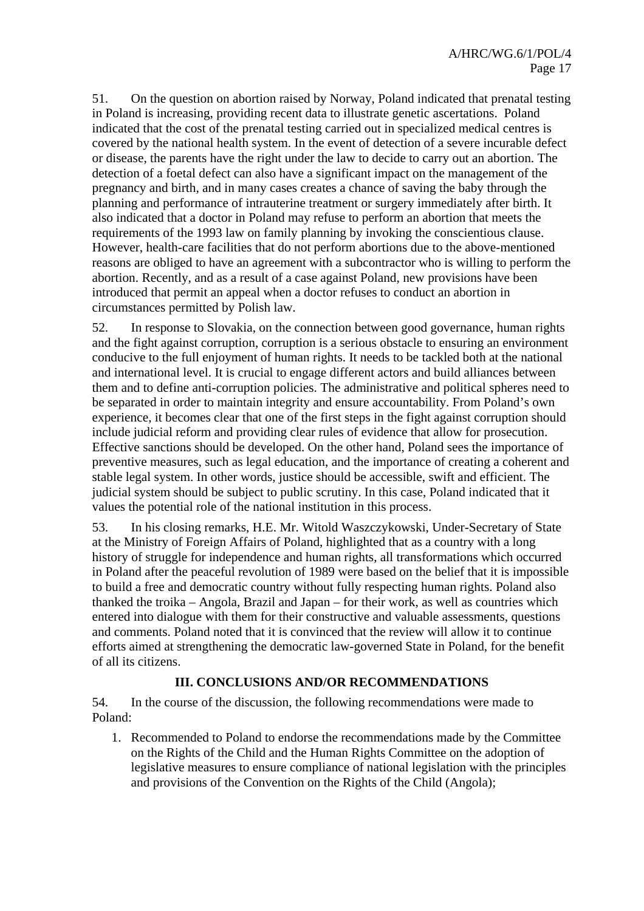51. On the question on abortion raised by Norway, Poland indicated that prenatal testing in Poland is increasing, providing recent data to illustrate genetic ascertations. Poland indicated that the cost of the prenatal testing carried out in specialized medical centres is covered by the national health system. In the event of detection of a severe incurable defect or disease, the parents have the right under the law to decide to carry out an abortion. The detection of a foetal defect can also have a significant impact on the management of the pregnancy and birth, and in many cases creates a chance of saving the baby through the planning and performance of intrauterine treatment or surgery immediately after birth. It also indicated that a doctor in Poland may refuse to perform an abortion that meets the requirements of the 1993 law on family planning by invoking the conscientious clause. However, health-care facilities that do not perform abortions due to the above-mentioned reasons are obliged to have an agreement with a subcontractor who is willing to perform the abortion. Recently, and as a result of a case against Poland, new provisions have been introduced that permit an appeal when a doctor refuses to conduct an abortion in circumstances permitted by Polish law.

52. In response to Slovakia, on the connection between good governance, human rights and the fight against corruption, corruption is a serious obstacle to ensuring an environment conducive to the full enjoyment of human rights. It needs to be tackled both at the national and international level. It is crucial to engage different actors and build alliances between them and to define anti-corruption policies. The administrative and political spheres need to be separated in order to maintain integrity and ensure accountability. From Poland's own experience, it becomes clear that one of the first steps in the fight against corruption should include judicial reform and providing clear rules of evidence that allow for prosecution. Effective sanctions should be developed. On the other hand, Poland sees the importance of preventive measures, such as legal education, and the importance of creating a coherent and stable legal system. In other words, justice should be accessible, swift and efficient. The judicial system should be subject to public scrutiny. In this case, Poland indicated that it values the potential role of the national institution in this process.

53. In his closing remarks, H.E. Mr. Witold Waszczykowski, Under-Secretary of State at the Ministry of Foreign Affairs of Poland, highlighted that as a country with a long history of struggle for independence and human rights, all transformations which occurred in Poland after the peaceful revolution of 1989 were based on the belief that it is impossible to build a free and democratic country without fully respecting human rights. Poland also thanked the troika – Angola, Brazil and Japan – for their work, as well as countries which entered into dialogue with them for their constructive and valuable assessments, questions and comments. Poland noted that it is convinced that the review will allow it to continue efforts aimed at strengthening the democratic law-governed State in Poland, for the benefit of all its citizens.

## III. CONCLUSIONS AND/OR RECOMMENDATIONS

54. In the course of the discussion, the following recommendations were made to Poland:

1. Recommended to Poland to endorse the recommendations made by the Committee on the Rights of the Child and the Human Rights Committee on the adoption of legislative measures to ensure compliance of national legislation with the principles and provisions of the Convention on the Rights of the Child (Angola);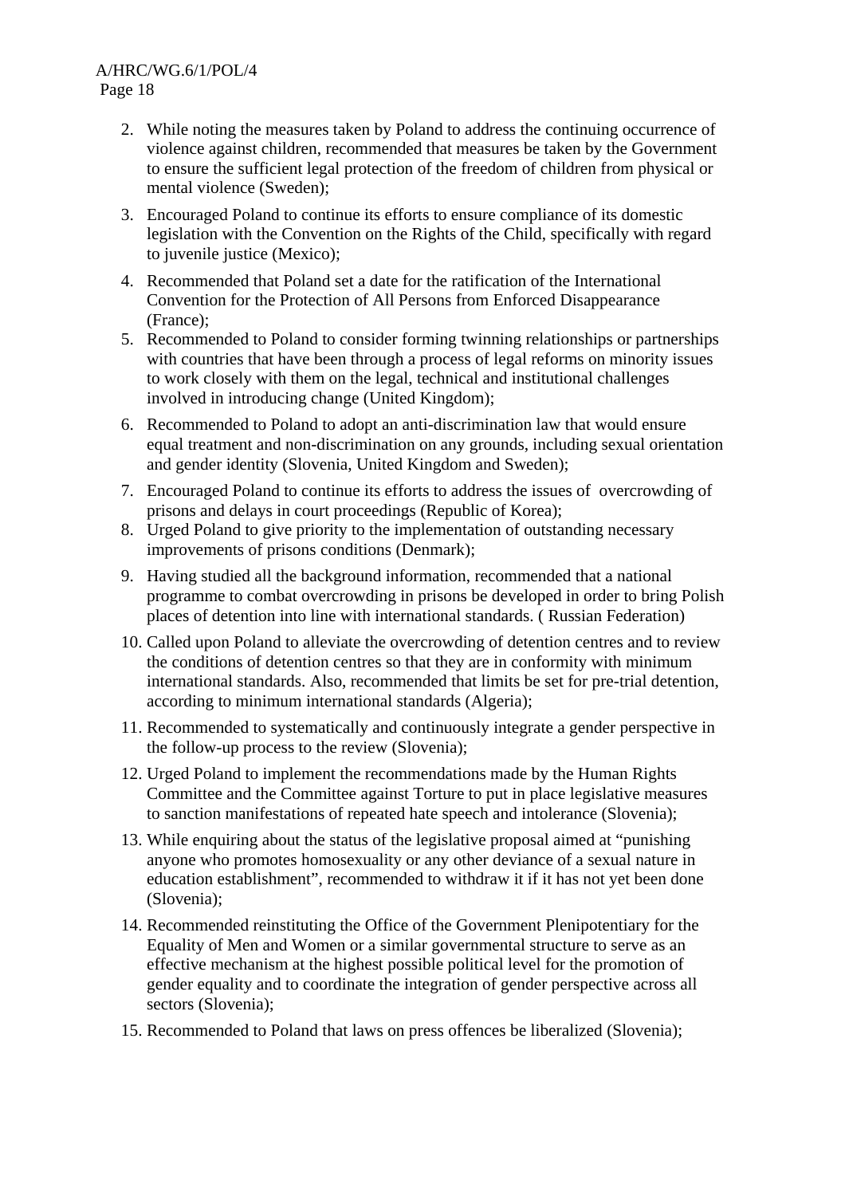2. While noting the measures taken by Poland to address the continuing occurrence of violence against children, recommended that measures be taken by the Government to ensure the sufficient legal protection of the freedom of children from physical or mental violence (Sweden);
3. Encouraged Poland to continue its efforts to ensure compliance of its domestic legislation with the Convention on the Rights of the Child, specifically with regard to juvenile justice (Mexico);
4. Recommended that Poland set a date for the ratification of the International Convention for the Protection of All Persons from Enforced Disappearance (France);
5. Recommended to Poland to consider forming twinning relationships or partnerships with countries that have been through a process of legal reforms on minority issues to work closely with them on the legal, technical and institutional challenges involved in introducing change (United Kingdom);
6. Recommended to Poland to adopt an anti-discrimination law that would ensure equal treatment and non-discrimination on any grounds, including sexual orientation and gender identity (Slovenia, United Kingdom and Sweden);
7. Encouraged Poland to continue its efforts to address the issues of overcrowding of prisons and delays in court proceedings (Republic of Korea);
8. Urged Poland to give priority to the implementation of outstanding necessary improvements of prisons conditions (Denmark);
9. Having studied all the background information, recommended that a national programme to combat overcrowding in prisons be developed in order to bring Polish places of detention into line with international standards. ( Russian Federation)
10. Called upon Poland to alleviate the overcrowding of detention centres and to review the conditions of detention centres so that they are in conformity with minimum international standards. Also, recommended that limits be set for pre-trial detention, according to minimum international standards (Algeria);
11. Recommended to systematically and continuously integrate a gender perspective in the follow-up process to the review (Slovenia);
12. Urged Poland to implement the recommendations made by the Human Rights Committee and the Committee against Torture to put in place legislative measures to sanction manifestations of repeated hate speech and intolerance (Slovenia);
13. While enquiring about the status of the legislative proposal aimed at "punishing anyone who promotes homosexuality or any other deviance of a sexual nature in education establishment", recommended to withdraw it if it has not yet been done (Slovenia);
14. Recommended reinstituting the Office of the Government Plenipotentiary for the Equality of Men and Women or a similar governmental structure to serve as an effective mechanism at the highest possible political level for the promotion of gender equality and to coordinate the integration of gender perspective across all sectors (Slovenia);
15. Recommended to Poland that laws on press offences be liberalized (Slovenia);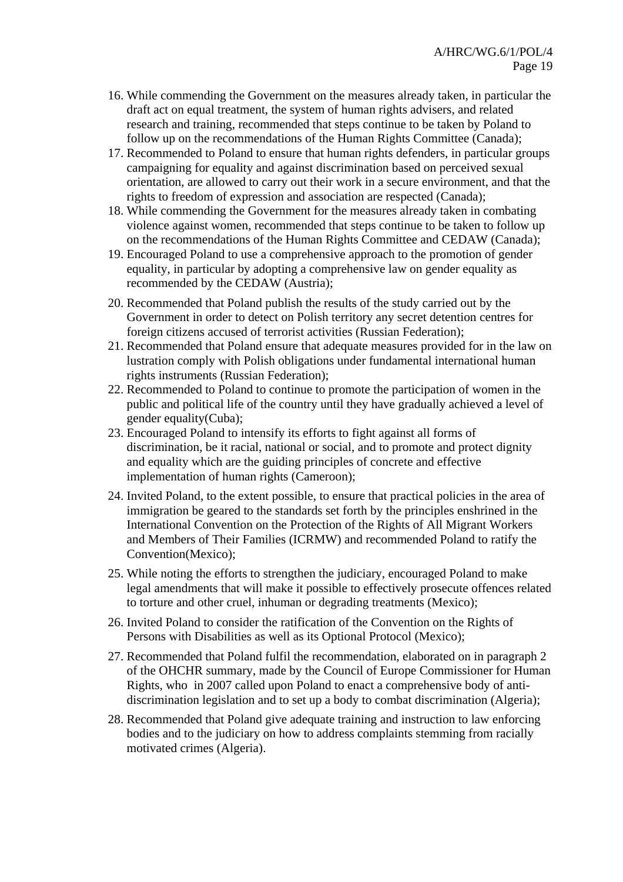16. While commending the Government on the measures already taken, in particular the draft act on equal treatment, the system of human rights advisers, and related research and training, recommended that steps continue to be taken by Poland to follow up on the recommendations of the Human Rights Committee (Canada);
17. Recommended to Poland to ensure that human rights defenders, in particular groups campaigning for equality and against discrimination based on perceived sexual orientation, are allowed to carry out their work in a secure environment, and that the rights to freedom of expression and association are respected (Canada);
18. While commending the Government for the measures already taken in combating violence against women, recommended that steps continue to be taken to follow up on the recommendations of the Human Rights Committee and CEDAW (Canada);
19. Encouraged Poland to use a comprehensive approach to the promotion of gender equality, in particular by adopting a comprehensive law on gender equality as recommended by the CEDAW (Austria);
20. Recommended that Poland publish the results of the study carried out by the Government in order to detect on Polish territory any secret detention centres for foreign citizens accused of terrorist activities (Russian Federation);
21. Recommended that Poland ensure that adequate measures provided for in the law on lustration comply with Polish obligations under fundamental international human rights instruments (Russian Federation);
22. Recommended to Poland to continue to promote the participation of women in the public and political life of the country until they have gradually achieved a level of gender equality(Cuba);
23. Encouraged Poland to intensify its efforts to fight against all forms of discrimination, be it racial, national or social, and to promote and protect dignity and equality which are the guiding principles of concrete and effective implementation of human rights (Cameroon);
24. Invited Poland, to the extent possible, to ensure that practical policies in the area of immigration be geared to the standards set forth by the principles enshrined in the International Convention on the Protection of the Rights of All Migrant Workers and Members of Their Families (ICRMW) and recommended Poland to ratify the Convention(Mexico);
25. While noting the efforts to strengthen the judiciary, encouraged Poland to make legal amendments that will make it possible to effectively prosecute offences related to torture and other cruel, inhuman or degrading treatments (Mexico);
26. Invited Poland to consider the ratification of the Convention on the Rights of Persons with Disabilities as well as its Optional Protocol (Mexico);
27. Recommended that Poland fulfil the recommendation, elaborated on in paragraph 2 of the OHCHR summary, made by the Council of Europe Commissioner for Human Rights, who in 2007 called upon Poland to enact a comprehensive body of anti-discrimination legislation and to set up a body to combat discrimination (Algeria);
28. Recommended that Poland give adequate training and instruction to law enforcing bodies and to the judiciary on how to address complaints stemming from racially motivated crimes (Algeria).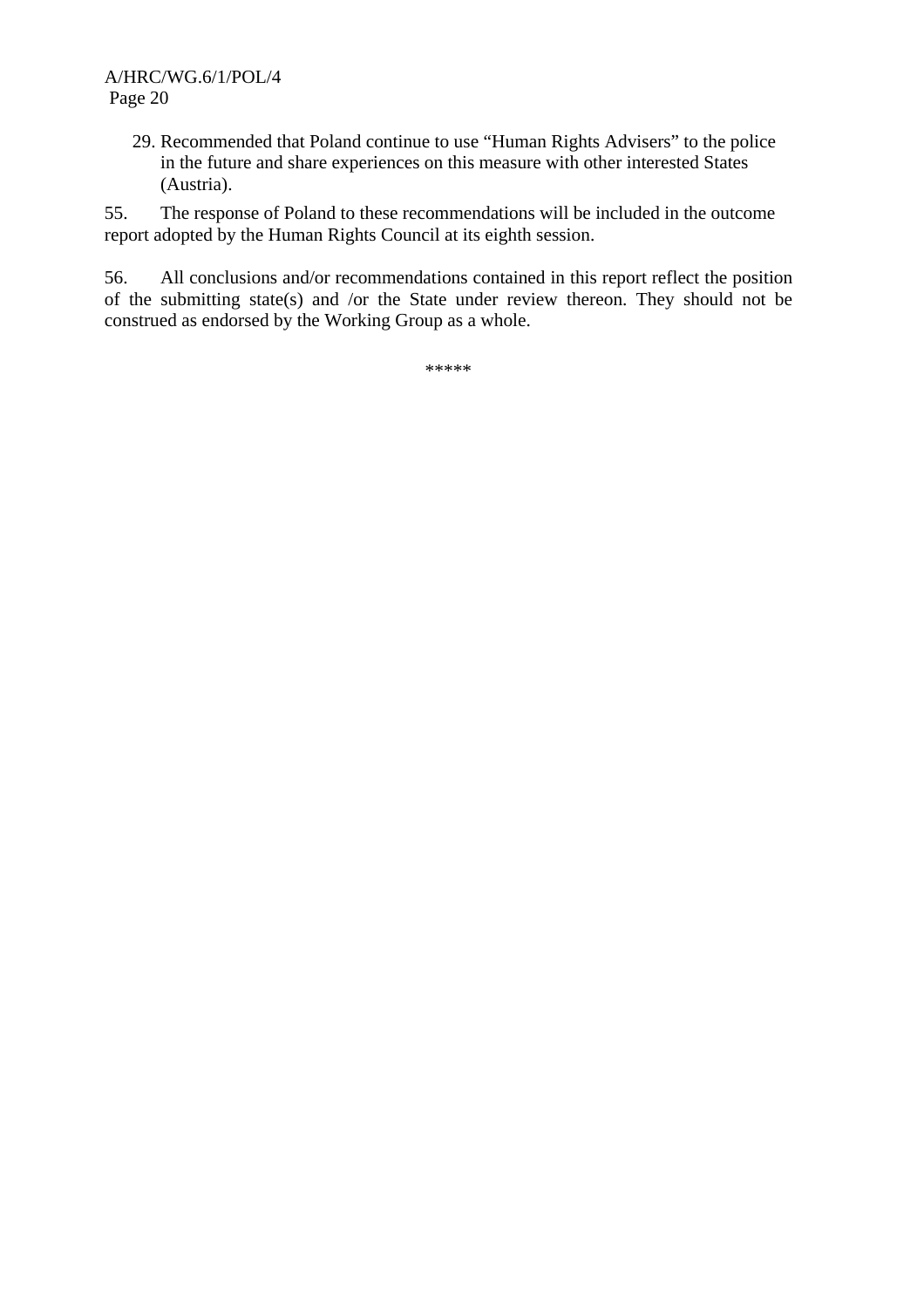29. Recommended that Poland continue to use "Human Rights Advisers" to the police in the future and share experiences on this measure with other interested States (Austria).

55. The response of Poland to these recommendations will be included in the outcome report adopted by the Human Rights Council at its eighth session.

56. All conclusions and/or recommendations contained in this report reflect the position of the submitting state(s) and /or the State under review thereon. They should not be construed as endorsed by the Working Group as a whole.

*****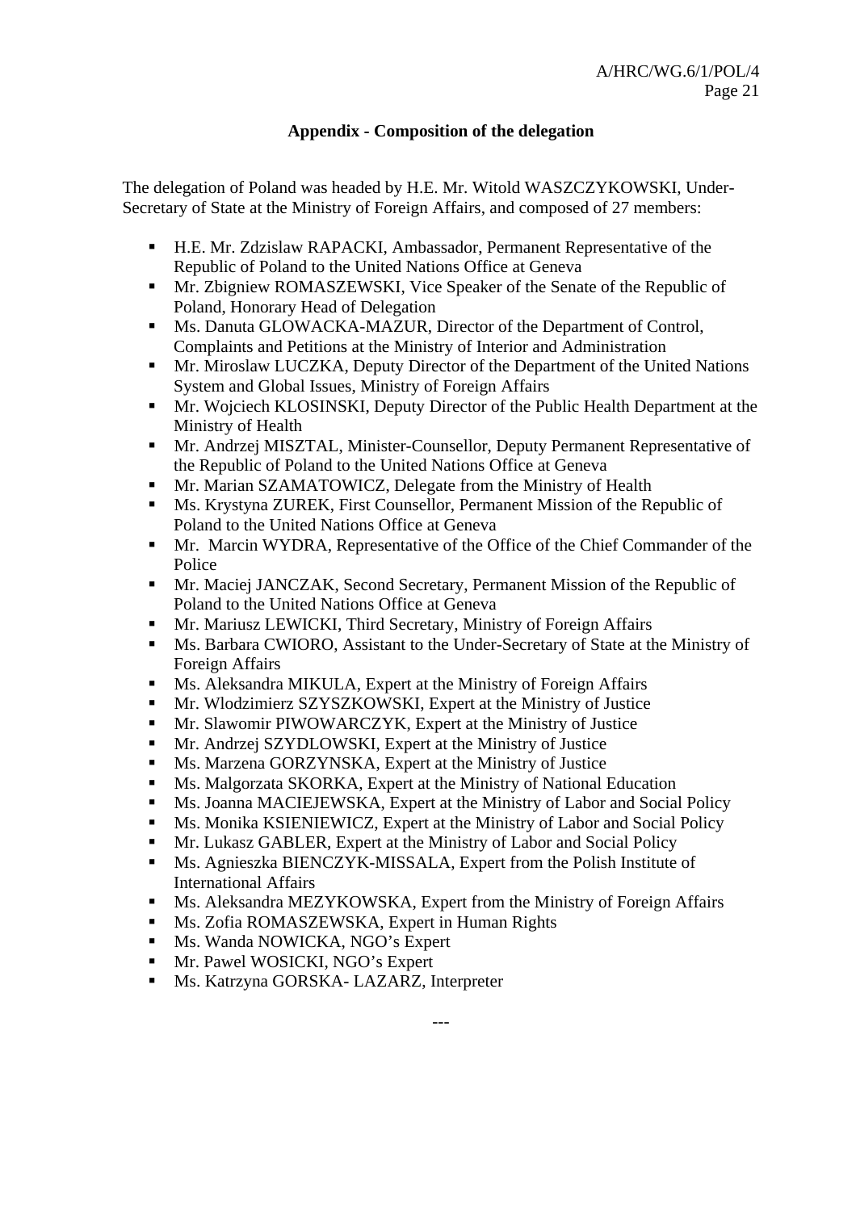## Appendix - Composition of the delegation

The delegation of Poland was headed by H.E. Mr. Witold WASZCZYKOWSKI, Under-Secretary of State at the Ministry of Foreign Affairs, and composed of 27 members:

- H.E. Mr. Zdzislaw RAPACKI, Ambassador, Permanent Representative of the Republic of Poland to the United Nations Office at Geneva
- Mr. Zbigniew ROMASZEWSKI, Vice Speaker of the Senate of the Republic of Poland, Honorary Head of Delegation
- Ms. Danuta GLOWACKA-MAZUR, Director of the Department of Control, Complaints and Petitions at the Ministry of Interior and Administration
- Mr. Miroslaw LUCZKA, Deputy Director of the Department of the United Nations System and Global Issues, Ministry of Foreign Affairs
- Mr. Wojciech KLOSINSKI, Deputy Director of the Public Health Department at the Ministry of Health
- Mr. Andrzej MISZTAL, Minister-Counsellor, Deputy Permanent Representative of the Republic of Poland to the United Nations Office at Geneva
- Mr. Marian SZAMATOWICZ, Delegate from the Ministry of Health
- Ms. Krystyna ZUREK, First Counsellor, Permanent Mission of the Republic of Poland to the United Nations Office at Geneva
- Mr. Marcin WYDRA, Representative of the Office of the Chief Commander of the Police
- Mr. Maciej JANCZAK, Second Secretary, Permanent Mission of the Republic of Poland to the United Nations Office at Geneva
- Mr. Mariusz LEWICKI, Third Secretary, Ministry of Foreign Affairs
- Ms. Barbara CWIORO, Assistant to the Under-Secretary of State at the Ministry of Foreign Affairs
- Ms. Aleksandra MIKULA, Expert at the Ministry of Foreign Affairs
- Mr. Wlodzimierz SZYSZKOWSKI, Expert at the Ministry of Justice
- Mr. Slawomir PIWOWARCZYK, Expert at the Ministry of Justice
- Mr. Andrzej SZYDLOWSKI, Expert at the Ministry of Justice
- Ms. Marzena GORZYNSKA, Expert at the Ministry of Justice
- Ms. Malgorzata SKORKA, Expert at the Ministry of National Education
- Ms. Joanna MACIEJEWSKA, Expert at the Ministry of Labor and Social Policy
- Ms. Monika KSIENIEWICZ, Expert at the Ministry of Labor and Social Policy
- Mr. Lukasz GABLER, Expert at the Ministry of Labor and Social Policy
- Ms. Agnieszka BIENCZYK-MISSALA, Expert from the Polish Institute of International Affairs
- Ms. Aleksandra MEZYKOWSKA, Expert from the Ministry of Foreign Affairs
- Ms. Zofia ROMASZEWSKA, Expert in Human Rights
- Ms. Wanda NOWICKA, NGO's Expert
- Mr. Pawel WOSICKI, NGO's Expert
- Ms. Katrzyna GORSKA- LAZARZ, Interpreter

---